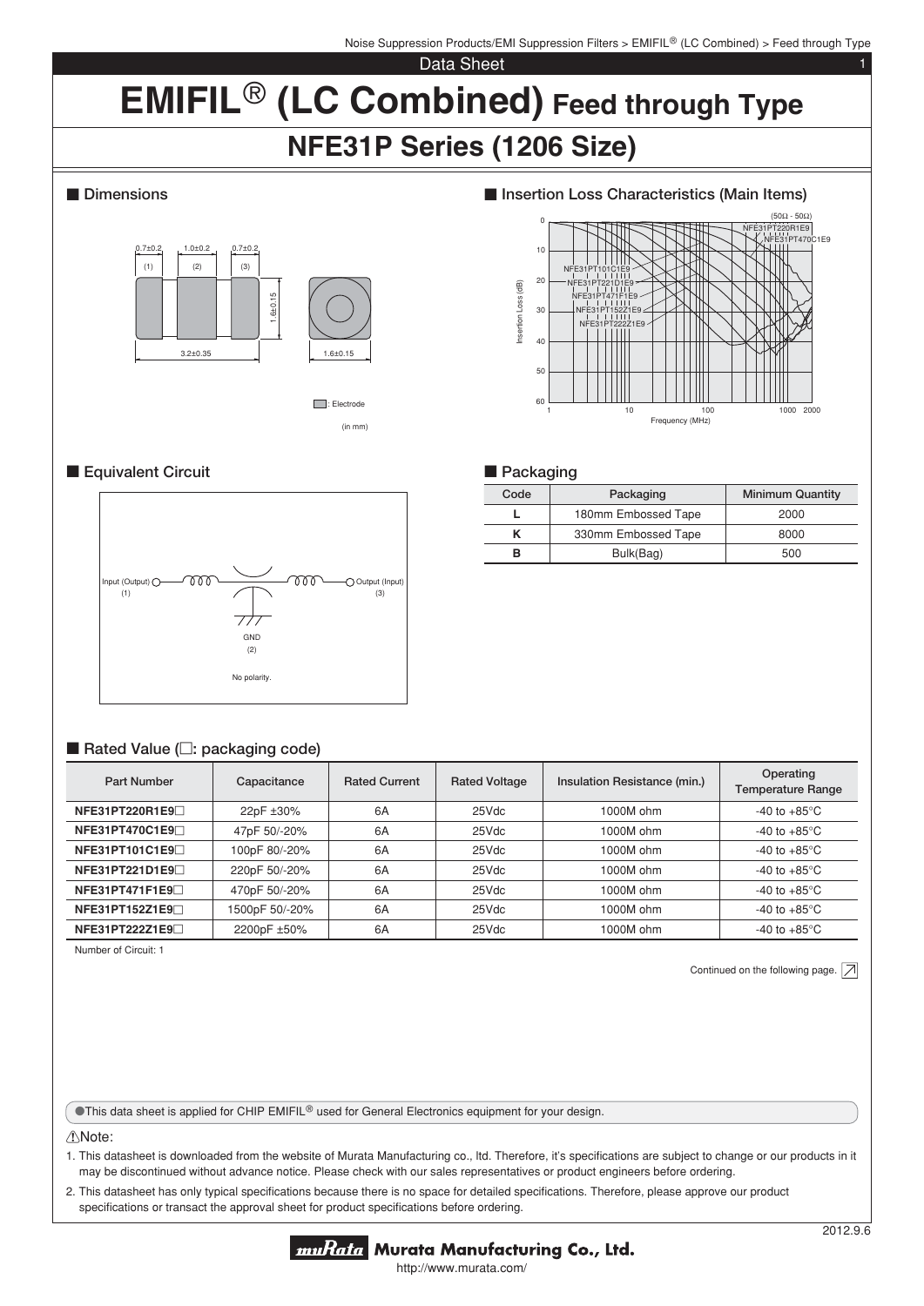# EMIFIL® (LC Combined) Feed through Type

## NFE31P Series (1206 Size)

### ■ Dimensions

0.7±0.2 1.0±0.2 0.7±0.2

(1) (2) (3)

1.6±0.15

3.2±0.35 1.6±0.15

: Electrode

(in mm)

### ■ Insertion Loss Characteristics (Main Items)

(50Ω - 50Ω)

NFE31PT220R1E9, NFE31PT470C1E9, NFE31PT101C1E9, NFE31PT221D1E9, NFE31PT471F1E9, NFE31PT152Z1E9, NFE31PT222Z1E9

Insertion Loss (dB) / Frequency (MHz)

### ■ Equivalent Circuit

Input (Output) (1) — Output (Input) (3)

GND (2)

No polarity.

### ■ Packaging

| Code | Packaging | Minimum Quantity |
|---|---|---|
| **L** | 180mm Embossed Tape | 2000 |
| **K** | 330mm Embossed Tape | 8000 |
| **B** | Bulk(Bag) | 500 |

### ■ Rated Value (□: packaging code)

| Part Number | Capacitance | Rated Current | Rated Voltage | Insulation Resistance (min.) | Operating Temperature Range |
|---|---|---|---|---|---|
| **NFE31PT220R1E9□** | 22pF ±30% | 6A | 25Vdc | 1000M ohm | -40 to +85°C |
| **NFE31PT470C1E9□** | 47pF 50/-20% | 6A | 25Vdc | 1000M ohm | -40 to +85°C |
| **NFE31PT101C1E9□** | 100pF 80/-20% | 6A | 25Vdc | 1000M ohm | -40 to +85°C |
| **NFE31PT221D1E9□** | 220pF 50/-20% | 6A | 25Vdc | 1000M ohm | -40 to +85°C |
| **NFE31PT471F1E9□** | 470pF 50/-20% | 6A | 25Vdc | 1000M ohm | -40 to +85°C |
| **NFE31PT152Z1E9□** | 1500pF 50/-20% | 6A | 25Vdc | 1000M ohm | -40 to +85°C |
| **NFE31PT222Z1E9□** | 2200pF ±50% | 6A | 25Vdc | 1000M ohm | -40 to +85°C |

Number of Circuit: 1

Continued on the following page.

●This data sheet is applied for CHIP EMIFIL® used for General Electronics equipment for your design.

⚠Note:

1. This datasheet is downloaded from the website of Murata Manufacturing co., ltd. Therefore, it's specifications are subject to change or our products in it may be discontinued without advance notice. Please check with our sales representatives or product engineers before ordering.
2. This datasheet has only typical specifications because there is no space for detailed specifications. Therefore, please approve our product specifications or transact the approval sheet for product specifications before ordering.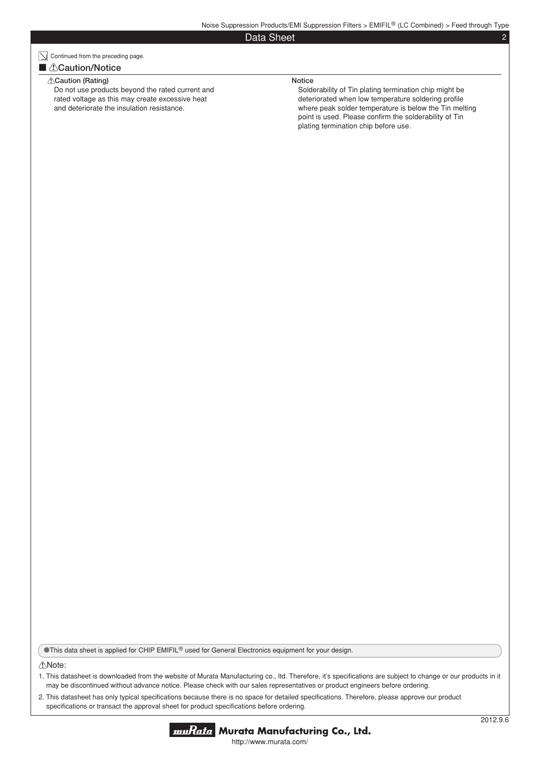Continued from the preceding page.

## ⚠Caution/Notice

**⚠Caution (Rating)**

Do not use products beyond the rated current and rated voltage as this may create excessive heat and deteriorate the insulation resistance.

**Notice**

Solderability of Tin plating termination chip might be deteriorated when low temperature soldering profile where peak solder temperature is below the Tin melting point is used. Please confirm the solderability of Tin plating termination chip before use.

●This data sheet is applied for CHIP EMIFIL® used for General Electronics equipment for your design.

⚠Note:

1. This datasheet is downloaded from the website of Murata Manufacturing co., ltd. Therefore, it's specifications are subject to change or our products in it may be discontinued without advance notice. Please check with our sales representatives or product engineers before ordering.
2. This datasheet has only typical specifications because there is no space for detailed specifications. Therefore, please approve our product specifications or transact the approval sheet for product specifications before ordering.

2012.9.6

Murata Manufacturing Co., Ltd.

http://www.murata.com/